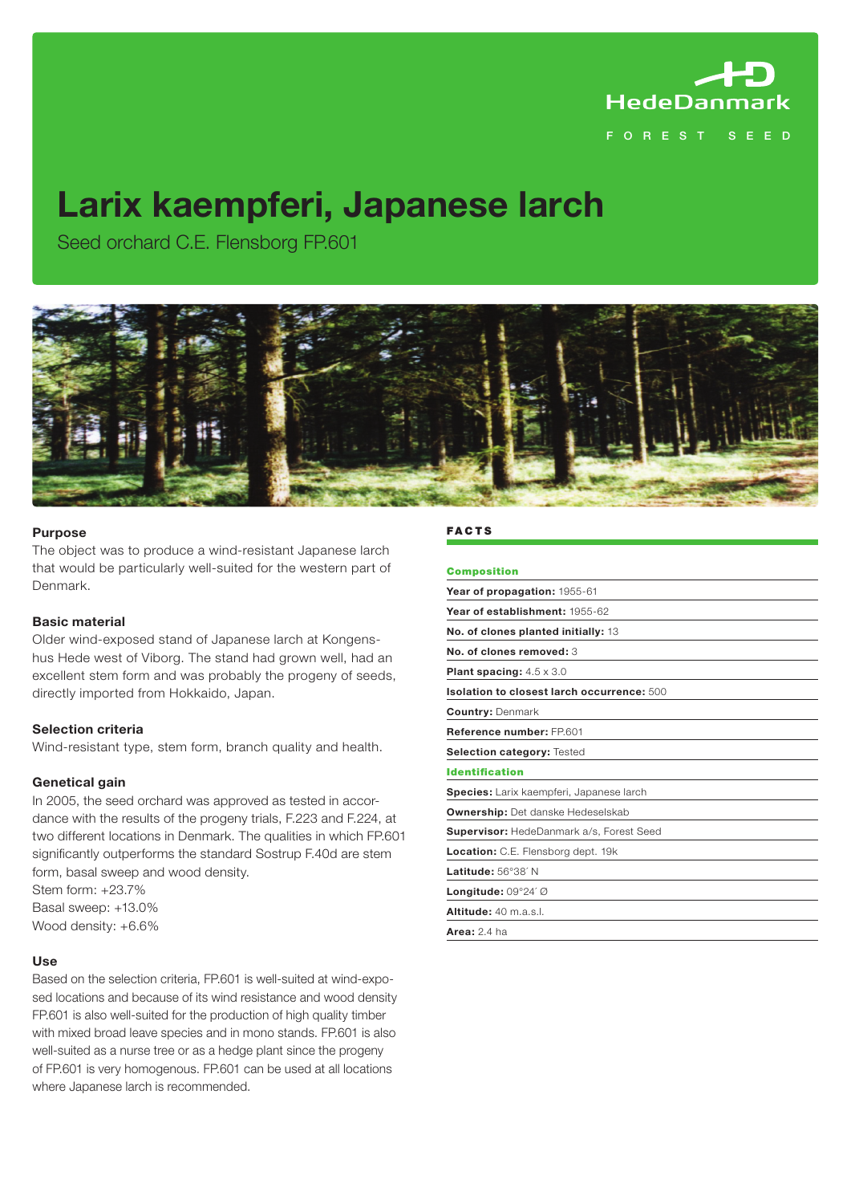HedeDanmark

FOREST SEED

# Larix kaempferi, Japanese larch

Seed orchard C.E. Flensborg FP.601

## Purpose

The object was to produce a wind-resistant Japanese larch that would be particularly well-suited for the western part of Denmark.

## Basic material

Older wind-exposed stand of Japanese larch at Kongenshus Hede west of Viborg. The stand had grown well, had an excellent stem form and was probably the progeny of seeds, directly imported from Hokkaido, Japan.

## Selection criteria

Wind-resistant type, stem form, branch quality and health.

## Genetical gain

In 2005, the seed orchard was approved as tested in accordance with the results of the progeny trials, F.223 and F.224, at two different locations in Denmark. The qualities in which FP.601 significantly outperforms the standard Sostrup F.40d are stem form, basal sweep and wood density.

Stem form: +23.7%
Basal sweep: +13.0%
Wood density: +6.6%

## Use

Based on the selection criteria, FP.601 is well-suited at wind-exposed locations and because of its wind resistance and wood density FP.601 is also well-suited for the production of high quality timber with mixed broad leave species and in mono stands. FP.601 is also well-suited as a nurse tree or as a hedge plant since the progeny of FP.601 is very homogenous. FP.601 can be used at all locations where Japanese larch is recommended.

## FACTS

### Composition

**Year of propagation:** 1955-61

**Year of establishment:** 1955-62

**No. of clones planted initially:** 13

**No. of clones removed:** 3

**Plant spacing:** 4.5 x 3.0

**Isolation to closest larch occurrence:** 500

**Country:** Denmark

**Reference number:** FP.601

**Selection category:** Tested

### Identification

**Species:** Larix kaempferi, Japanese larch

**Ownership:** Det danske Hedeselskab

**Supervisor:** HedeDanmark a/s, Forest Seed

**Location:** C.E. Flensborg dept. 19k

**Latitude:** 56°38´ N

**Longitude:** 09°24´ Ø

**Altitude:** 40 m.a.s.l.

**Area:** 2.4 ha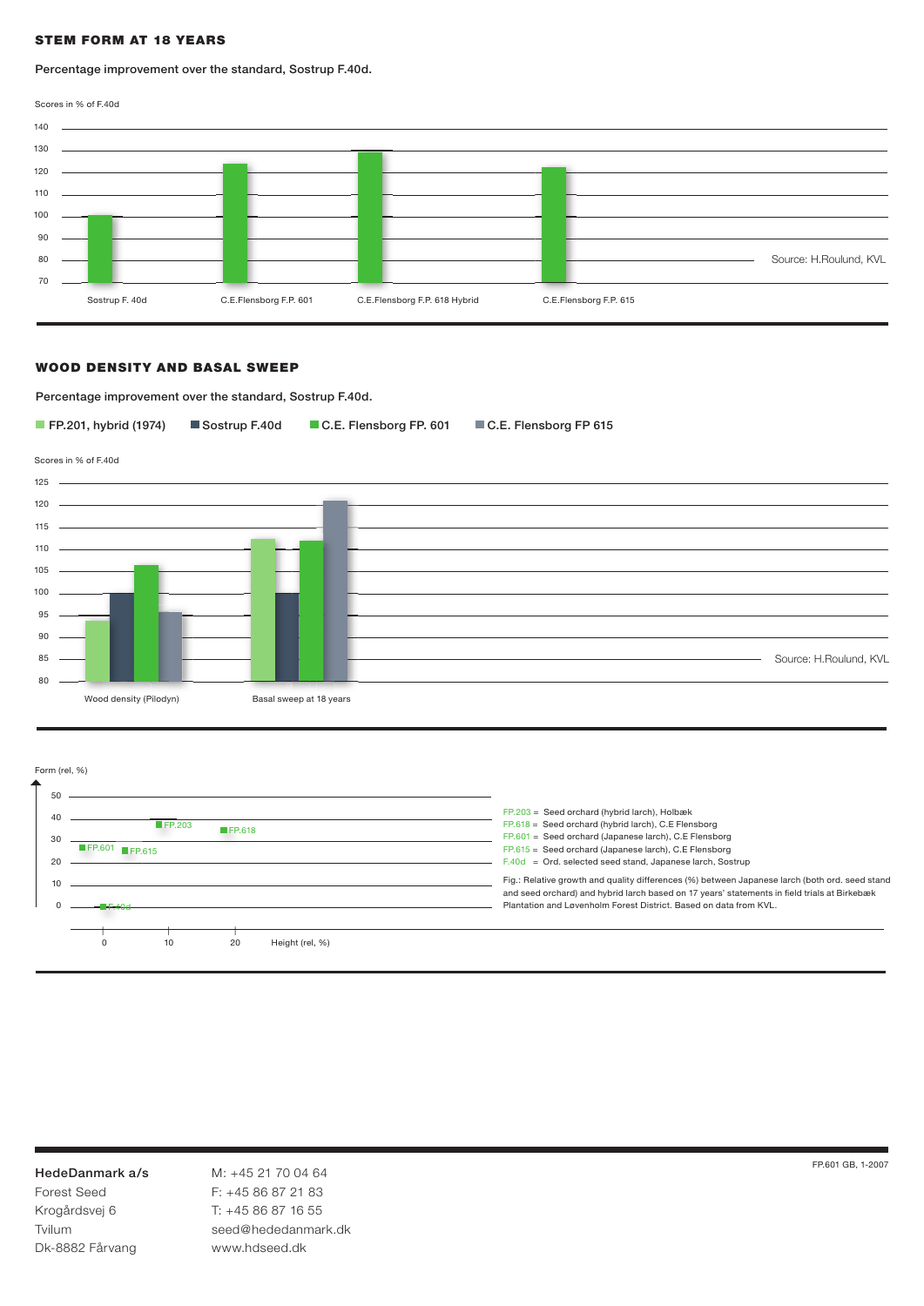## STEM FORM AT 18 YEARS

Percentage improvement over the standard, Sostrup F.40d.

Scores in % of F.40d

140
130
120
110
100
90
80
70

Sostrup F. 40d
C.E.Flensborg F.P. 601
C.E.Flensborg F.P. 618 Hybrid
C.E.Flensborg F.P. 615

Source: H.Roulund, KVL

## WOOD DENSITY AND BASAL SWEEP

Percentage improvement over the standard, Sostrup F.40d.

FP.201, hybrid (1974)
Sostrup F.40d
C.E. Flensborg FP. 601
C.E. Flensborg FP 615

Scores in % of F.40d

125
120
115
110
105
100
95
90
85
80

Wood density (Pilodyn)
Basal sweep at 18 years

Source: H.Roulund, KVL

Form (rel, %)

50
40
30
20
10
0

FP.601
FP.203
FP.615
FP.618
F.40d

0
10
20
Height (rel, %)

FP.203 = Seed orchard (hybrid larch), Holbæk
FP.618 = Seed orchard (hybrid larch), C.E Flensborg
FP.601 = Seed orchard (Japanese larch), C.E Flensborg
FP.615 = Seed orchard (Japanese larch), C.E Flensborg
F.40d = Ord. selected seed stand, Japanese larch, Sostrup

Fig.: Relative growth and quality differences (%) between Japanese larch (both ord. seed stand and seed orchard) and hybrid larch based on 17 years' statements in field trials at Birkebæk Plantation and Løvenholm Forest District. Based on data from KVL.

**HedeDanmark a/s**
Forest Seed
Krogårdsvej 6
Tvilum
Dk-8882 Fårvang

M: +45 21 70 04 64
F: +45 86 87 21 83
T: +45 86 87 16 55
seed@hededanmark.dk
www.hdseed.dk

FP.601 GB, 1-2007